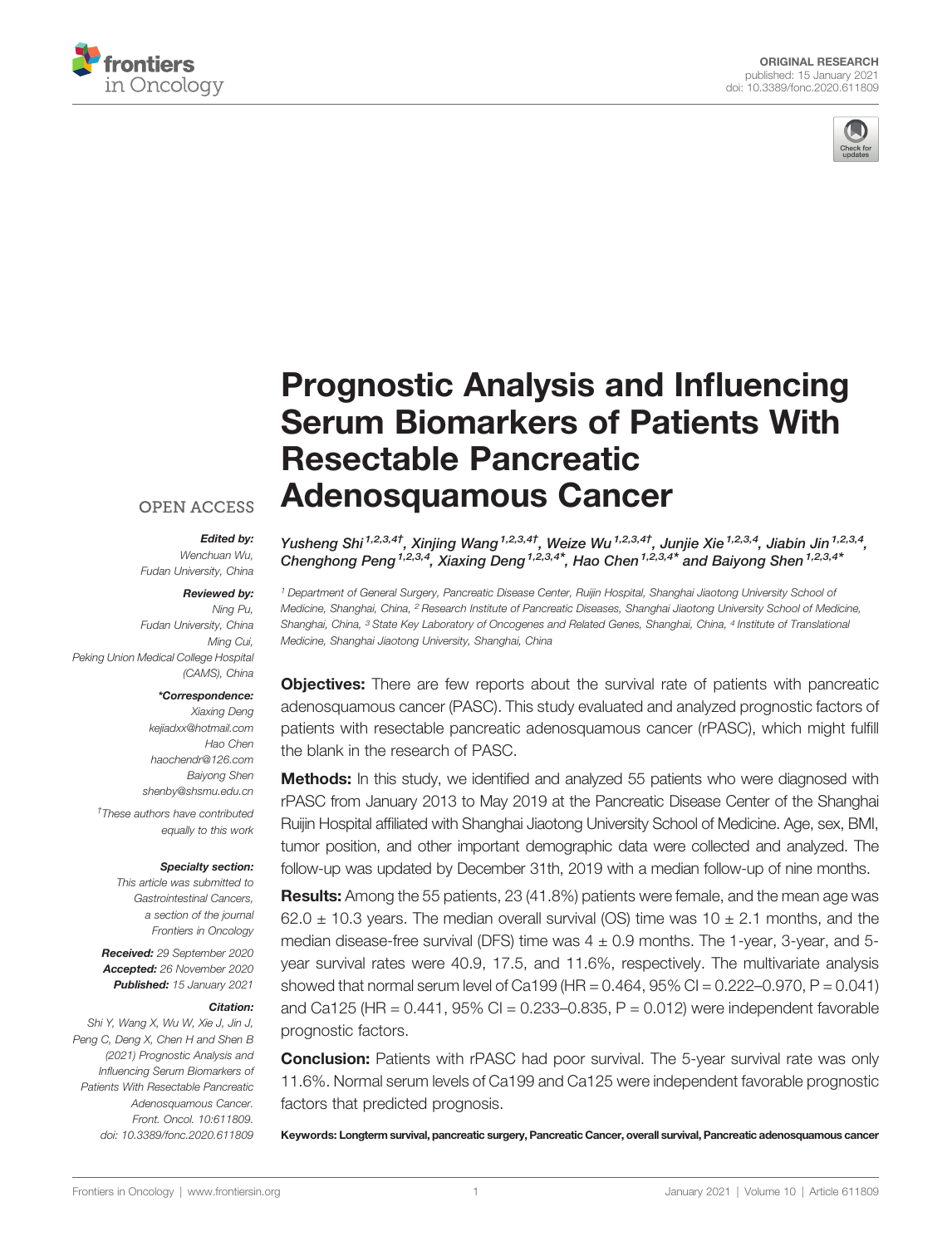ORIGINAL RESEARCH
published: 15 January 2021
doi: 10.3389/fonc.2020.611809

# Prognostic Analysis and Influencing Serum Biomarkers of Patients With Resectable Pancreatic Adenosquamous Cancer

*Yusheng Shi[1,2,3,4†], Xinjing Wang[1,2,3,4†], Weize Wu[1,2,3,4†], Junjie Xie[1,2,3,4], Jiabin Jin[1,2,3,4], Chenghong Peng[1,2,3,4], Xiaxing Deng[1,2,3,4*], Hao Chen[1,2,3,4*] and Baiyong Shen[1,2,3,4*]*

[1] Department of General Surgery, Pancreatic Disease Center, Ruijin Hospital, Shanghai Jiaotong University School of Medicine, Shanghai, China, [2] Research Institute of Pancreatic Diseases, Shanghai Jiaotong University School of Medicine, Shanghai, China, [3] State Key Laboratory of Oncogenes and Related Genes, Shanghai, China, [4] Institute of Translational Medicine, Shanghai Jiaotong University, Shanghai, China

OPEN ACCESS

**Edited by:**
Wenchuan Wu,
Fudan University, China

**Reviewed by:**
Ning Pu,
Fudan University, China
Ming Cui,
Peking Union Medical College Hospital (CAMS), China

**\*Correspondence:**
Xiaxing Deng
kejiadxx@hotmail.com
Hao Chen
haochendr@126.com
Baiyong Shen
shenby@shsmu.edu.cn

†These authors have contributed equally to this work

**Specialty section:**
This article was submitted to Gastrointestinal Cancers, a section of the journal Frontiers in Oncology

**Received:** 29 September 2020
**Accepted:** 26 November 2020
**Published:** 15 January 2021

**Citation:**
Shi Y, Wang X, Wu W, Xie J, Jin J, Peng C, Deng X, Chen H and Shen B (2021) Prognostic Analysis and Influencing Serum Biomarkers of Patients With Resectable Pancreatic Adenosquamous Cancer. Front. Oncol. 10:611809. doi: 10.3389/fonc.2020.611809

**Objectives:** There are few reports about the survival rate of patients with pancreatic adenosquamous cancer (PASC). This study evaluated and analyzed prognostic factors of patients with resectable pancreatic adenosquamous cancer (rPASC), which might fulfill the blank in the research of PASC.

**Methods:** In this study, we identified and analyzed 55 patients who were diagnosed with rPASC from January 2013 to May 2019 at the Pancreatic Disease Center of the Shanghai Ruijin Hospital affiliated with Shanghai Jiaotong University School of Medicine. Age, sex, BMI, tumor position, and other important demographic data were collected and analyzed. The follow-up was updated by December 31th, 2019 with a median follow-up of nine months.

**Results:** Among the 55 patients, 23 (41.8%) patients were female, and the mean age was 62.0 ± 10.3 years. The median overall survival (OS) time was 10 ± 2.1 months, and the median disease-free survival (DFS) time was 4 ± 0.9 months. The 1-year, 3-year, and 5-year survival rates were 40.9, 17.5, and 11.6%, respectively. The multivariate analysis showed that normal serum level of Ca199 (HR = 0.464, 95% CI = 0.222–0.970, P = 0.041) and Ca125 (HR = 0.441, 95% CI = 0.233–0.835, P = 0.012) were independent favorable prognostic factors.

**Conclusion:** Patients with rPASC had poor survival. The 5-year survival rate was only 11.6%. Normal serum levels of Ca199 and Ca125 were independent favorable prognostic factors that predicted prognosis.

**Keywords: Longterm survival, pancreatic surgery, Pancreatic Cancer, overall survival, Pancreatic adenosquamous cancer**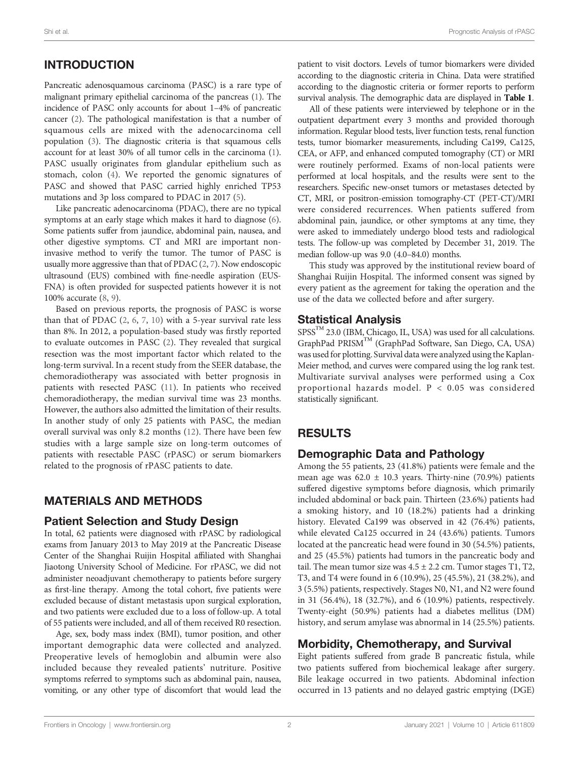## INTRODUCTION

Pancreatic adenosquamous carcinoma (PASC) is a rare type of malignant primary epithelial carcinoma of the pancreas (1). The incidence of PASC only accounts for about 1–4% of pancreatic cancer (2). The pathological manifestation is that a number of squamous cells are mixed with the adenocarcinoma cell population (3). The diagnostic criteria is that squamous cells account for at least 30% of all tumor cells in the carcinoma (1). PASC usually originates from glandular epithelium such as stomach, colon (4). We reported the genomic signatures of PASC and showed that PASC carried highly enriched TP53 mutations and 3p loss compared to PDAC in 2017 (5).

Like pancreatic adenocarcinoma (PDAC), there are no typical symptoms at an early stage which makes it hard to diagnose (6). Some patients suffer from jaundice, abdominal pain, nausea, and other digestive symptoms. CT and MRI are important non-invasive method to verify the tumor. The tumor of PASC is usually more aggressive than that of PDAC (2, 7). Now endoscopic ultrasound (EUS) combined with fine-needle aspiration (EUS-FNA) is often provided for suspected patients however it is not 100% accurate (8, 9).

Based on previous reports, the prognosis of PASC is worse than that of PDAC (2, 6, 7, 10) with a 5-year survival rate less than 8%. In 2012, a population-based study was firstly reported to evaluate outcomes in PASC (2). They revealed that surgical resection was the most important factor which related to the long-term survival. In a recent study from the SEER database, the chemoradiotherapy was associated with better prognosis in patients with resected PASC (11). In patients who received chemoradiotherapy, the median survival time was 23 months. However, the authors also admitted the limitation of their results. In another study of only 25 patients with PASC, the median overall survival was only 8.2 months (12). There have been few studies with a large sample size on long-term outcomes of patients with resectable PASC (rPASC) or serum biomarkers related to the prognosis of rPASC patients to date.

## MATERIALS AND METHODS

### Patient Selection and Study Design

In total, 62 patients were diagnosed with rPASC by radiological exams from January 2013 to May 2019 at the Pancreatic Disease Center of the Shanghai Ruijin Hospital affiliated with Shanghai Jiaotong University School of Medicine. For rPASC, we did not administer neoadjuvant chemotherapy to patients before surgery as first-line therapy. Among the total cohort, five patients were excluded because of distant metastasis upon surgical exploration, and two patients were excluded due to a loss of follow-up. A total of 55 patients were included, and all of them received R0 resection.

Age, sex, body mass index (BMI), tumor position, and other important demographic data were collected and analyzed. Preoperative levels of hemoglobin and albumin were also included because they revealed patients' nutriture. Positive symptoms referred to symptoms such as abdominal pain, nausea, vomiting, or any other type of discomfort that would lead the patient to visit doctors. Levels of tumor biomarkers were divided according to the diagnostic criteria in China. Data were stratified according to the diagnostic criteria or former reports to perform survival analysis. The demographic data are displayed in **Table 1**.

All of these patients were interviewed by telephone or in the outpatient department every 3 months and provided thorough information. Regular blood tests, liver function tests, renal function tests, tumor biomarker measurements, including Ca199, Ca125, CEA, or AFP, and enhanced computed tomography (CT) or MRI were routinely performed. Exams of non-local patients were performed at local hospitals, and the results were sent to the researchers. Specific new-onset tumors or metastases detected by CT, MRI, or positron-emission tomography-CT (PET-CT)/MRI were considered recurrences. When patients suffered from abdominal pain, jaundice, or other symptoms at any time, they were asked to immediately undergo blood tests and radiological tests. The follow-up was completed by December 31, 2019. The median follow-up was 9.0 (4.0–84.0) months.

This study was approved by the institutional review board of Shanghai Ruijin Hospital. The informed consent was signed by every patient as the agreement for taking the operation and the use of the data we collected before and after surgery.

### Statistical Analysis

SPSS™ 23.0 (IBM, Chicago, IL, USA) was used for all calculations. GraphPad PRISM™ (GraphPad Software, San Diego, CA, USA) was used for plotting. Survival data were analyzed using the Kaplan-Meier method, and curves were compared using the log rank test. Multivariate survival analyses were performed using a Cox proportional hazards model. $P < 0.05$ was considered statistically significant.

## RESULTS

### Demographic Data and Pathology

Among the 55 patients, 23 (41.8%) patients were female and the mean age was 62.0 ± 10.3 years. Thirty-nine (70.9%) patients suffered digestive symptoms before diagnosis, which primarily included abdominal or back pain. Thirteen (23.6%) patients had a smoking history, and 10 (18.2%) patients had a drinking history. Elevated Ca199 was observed in 42 (76.4%) patients, while elevated Ca125 occurred in 24 (43.6%) patients. Tumors located at the pancreatic head were found in 30 (54.5%) patients, and 25 (45.5%) patients had tumors in the pancreatic body and tail. The mean tumor size was 4.5 ± 2.2 cm. Tumor stages T1, T2, T3, and T4 were found in 6 (10.9%), 25 (45.5%), 21 (38.2%), and 3 (5.5%) patients, respectively. Stages N0, N1, and N2 were found in 31 (56.4%), 18 (32.7%), and 6 (10.9%) patients, respectively. Twenty-eight (50.9%) patients had a diabetes mellitus (DM) history, and serum amylase was abnormal in 14 (25.5%) patients.

### Morbidity, Chemotherapy, and Survival

Eight patients suffered from grade B pancreatic fistula, while two patients suffered from biochemical leakage after surgery. Bile leakage occurred in two patients. Abdominal infection occurred in 13 patients and no delayed gastric emptying (DGE)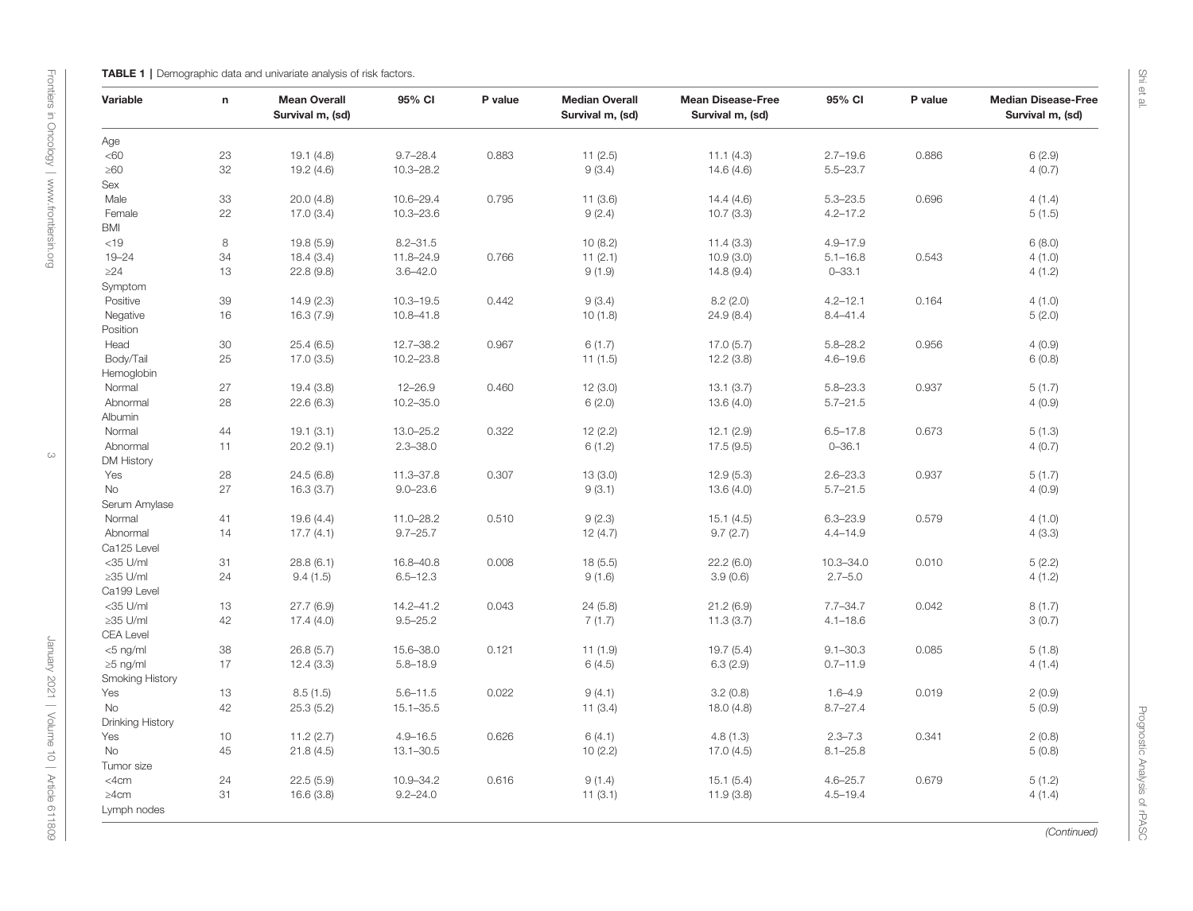**TABLE 1** | Demographic data and univariate analysis of risk factors.

| Variable | n | Mean Overall Survival m, (sd) | 95% CI | P value | Median Overall Survival m, (sd) | Mean Disease-Free Survival m, (sd) | 95% CI | P value | Median Disease-Free Survival m, (sd) |
|---|---|---|---|---|---|---|---|---|---|
| Age | | | | | | | | | |
| <60 | 23 | 19.1 (4.8) | 9.7–28.4 | 0.883 | 11 (2.5) | 11.1 (4.3) | 2.7–19.6 | 0.886 | 6 (2.9) |
| ≥60 | 32 | 19.2 (4.6) | 10.3–28.2 | | 9 (3.4) | 14.6 (4.6) | 5.5–23.7 | | 4 (0.7) |
| Sex | | | | | | | | | |
| Male | 33 | 20.0 (4.8) | 10.6–29.4 | 0.795 | 11 (3.6) | 14.4 (4.6) | 5.3–23.5 | 0.696 | 4 (1.4) |
| Female | 22 | 17.0 (3.4) | 10.3–23.6 | | 9 (2.4) | 10.7 (3.3) | 4.2–17.2 | | 5 (1.5) |
| BMI | | | | | | | | | |
| <19 | 8 | 19.8 (5.9) | 8.2–31.5 | | 10 (8.2) | 11.4 (3.3) | 4.9–17.9 | | 6 (8.0) |
| 19–24 | 34 | 18.4 (3.4) | 11.8–24.9 | 0.766 | 11 (2.1) | 10.9 (3.0) | 5.1–16.8 | 0.543 | 4 (1.0) |
| ≥24 | 13 | 22.8 (9.8) | 3.6–42.0 | | 9 (1.9) | 14.8 (9.4) | 0–33.1 | | 4 (1.2) |
| Symptom | | | | | | | | | |
| Positive | 39 | 14.9 (2.3) | 10.3–19.5 | 0.442 | 9 (3.4) | 8.2 (2.0) | 4.2–12.1 | 0.164 | 4 (1.0) |
| Negative | 16 | 16.3 (7.9) | 10.8–41.8 | | 10 (1.8) | 24.9 (8.4) | 8.4–41.4 | | 5 (2.0) |
| Position | | | | | | | | | |
| Head | 30 | 25.4 (6.5) | 12.7–38.2 | 0.967 | 6 (1.7) | 17.0 (5.7) | 5.8–28.2 | 0.956 | 4 (0.9) |
| Body/Tail | 25 | 17.0 (3.5) | 10.2–23.8 | | 11 (1.5) | 12.2 (3.8) | 4.6–19.6 | | 6 (0.8) |
| Hemoglobin | | | | | | | | | |
| Normal | 27 | 19.4 (3.8) | 12–26.9 | 0.460 | 12 (3.0) | 13.1 (3.7) | 5.8–23.3 | 0.937 | 5 (1.7) |
| Abnormal | 28 | 22.6 (6.3) | 10.2–35.0 | | 6 (2.0) | 13.6 (4.0) | 5.7–21.5 | | 4 (0.9) |
| Albumin | | | | | | | | | |
| Normal | 44 | 19.1 (3.1) | 13.0–25.2 | 0.322 | 12 (2.2) | 12.1 (2.9) | 6.5–17.8 | 0.673 | 5 (1.3) |
| Abnormal | 11 | 20.2 (9.1) | 2.3–38.0 | | 6 (1.2) | 17.5 (9.5) | 0–36.1 | | 4 (0.7) |
| DM History | | | | | | | | | |
| Yes | 28 | 24.5 (6.8) | 11.3–37.8 | 0.307 | 13 (3.0) | 12.9 (5.3) | 2.6–23.3 | 0.937 | 5 (1.7) |
| No | 27 | 16.3 (3.7) | 9.0–23.6 | | 9 (3.1) | 13.6 (4.0) | 5.7–21.5 | | 4 (0.9) |
| Serum Amylase | | | | | | | | | |
| Normal | 41 | 19.6 (4.4) | 11.0–28.2 | 0.510 | 9 (2.3) | 15.1 (4.5) | 6.3–23.9 | 0.579 | 4 (1.0) |
| Abnormal | 14 | 17.7 (4.1) | 9.7–25.7 | | 12 (4.7) | 9.7 (2.7) | 4.4–14.9 | | 4 (3.3) |
| Ca125 Level | | | | | | | | | |
| <35 U/ml | 31 | 28.8 (6.1) | 16.8–40.8 | 0.008 | 18 (5.5) | 22.2 (6.0) | 10.3–34.0 | 0.010 | 5 (2.2) |
| ≥35 U/ml | 24 | 9.4 (1.5) | 6.5–12.3 | | 9 (1.6) | 3.9 (0.6) | 2.7–5.0 | | 4 (1.2) |
| Ca199 Level | | | | | | | | | |
| <35 U/ml | 13 | 27.7 (6.9) | 14.2–41.2 | 0.043 | 24 (5.8) | 21.2 (6.9) | 7.7–34.7 | 0.042 | 8 (1.7) |
| ≥35 U/ml | 42 | 17.4 (4.0) | 9.5–25.2 | | 7 (1.7) | 11.3 (3.7) | 4.1–18.6 | | 3 (0.7) |
| CEA Level | | | | | | | | | |
| <5 ng/ml | 38 | 26.8 (5.7) | 15.6–38.0 | 0.121 | 11 (1.9) | 19.7 (5.4) | 9.1–30.3 | 0.085 | 5 (1.8) |
| ≥5 ng/ml | 17 | 12.4 (3.3) | 5.8–18.9 | | 6 (4.5) | 6.3 (2.9) | 0.7–11.9 | | 4 (1.4) |
| Smoking History | | | | | | | | | |
| Yes | 13 | 8.5 (1.5) | 5.6–11.5 | 0.022 | 9 (4.1) | 3.2 (0.8) | 1.6–4.9 | 0.019 | 2 (0.9) |
| No | 42 | 25.3 (5.2) | 15.1–35.5 | | 11 (3.4) | 18.0 (4.8) | 8.7–27.4 | | 5 (0.9) |
| Drinking History | | | | | | | | | |
| Yes | 10 | 11.2 (2.7) | 4.9–16.5 | 0.626 | 6 (4.1) | 4.8 (1.3) | 2.3–7.3 | 0.341 | 2 (0.8) |
| No | 45 | 21.8 (4.5) | 13.1–30.5 | | 10 (2.2) | 17.0 (4.5) | 8.1–25.8 | | 5 (0.8) |
| Tumor size | | | | | | | | | |
| <4cm | 24 | 22.5 (5.9) | 10.9–34.2 | 0.616 | 9 (1.4) | 15.1 (5.4) | 4.6–25.7 | 0.679 | 5 (1.2) |
| ≥4cm | 31 | 16.6 (3.8) | 9.2–24.0 | | 11 (3.1) | 11.9 (3.8) | 4.5–19.4 | | 4 (1.4) |
| Lymph nodes | | | | | | | | | |

*(Continued)*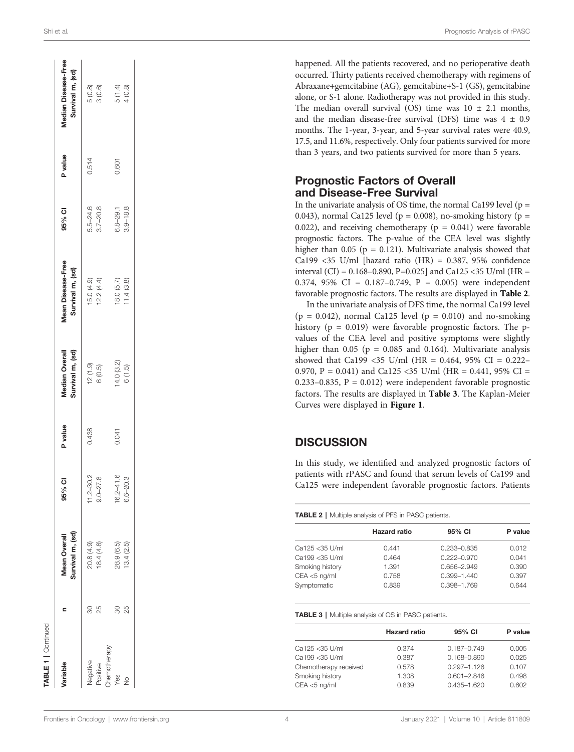**TABLE 1** | Continued

| Variable | n | Mean Overall Survival m, (sd) | 95% CI | P value | Median Overall Survival m, (sd) | Mean Disease-Free Survival m, (sd) | 95% CI | P value | Median Disease-Free Survival m, (sd) |
|---|---|---|---|---|---|---|---|---|---|
| Negative | 30 | 20.8 (4.9) | 11.2–30.2 | 0.438 | 12 (1.9) | 15.0 (4.9) | 5.5–24.6 | 0.514 | 5 (0.8) |
| Positive | 25 | 18.4 (4.8) | 9.0–27.8 | | 6 (0.5) | 12.2 (4.4) | 3.7–20.8 | | 3 (0.6) |
| Chemotherapy | | | | | | | | | |
| Yes | 30 | 28.9 (6.5) | 16.2–41.6 | 0.041 | 14.0 (3.2) | 18.0 (5.7) | 6.8–29.1 | 0.601 | 5 (1.4) |
| No | 25 | 13.4 (2.5) | 6.6–20.3 | | 6 (1.5) | 11.4 (3.8) | 3.9–18.8 | | 4 (0.8) |

happened. All the patients recovered, and no perioperative death occurred. Thirty patients received chemotherapy with regimens of Abraxane+gemcitabine (AG), gemcitabine+S-1 (GS), gemcitabine alone, or S-1 alone. Radiotherapy was not provided in this study. The median overall survival (OS) time was 10 ± 2.1 months, and the median disease-free survival (DFS) time was 4 ± 0.9 months. The 1-year, 3-year, and 5-year survival rates were 40.9, 17.5, and 11.6%, respectively. Only four patients survived for more than 3 years, and two patients survived for more than 5 years.

## Prognostic Factors of Overall and Disease-Free Survival

In the univariate analysis of OS time, the normal Ca199 level ($p = 0.043$), normal Ca125 level ($p = 0.008$), no-smoking history ($p = 0.022$), and receiving chemotherapy ($p = 0.041$) were favorable prognostic factors. The p-value of the CEA level was slightly higher than 0.05 ($p = 0.121$). Multivariate analysis showed that Ca199 <35 U/ml [hazard ratio (HR) = 0.387, 95% confidence interval (CI) = 0.168–0.890, P=0.025] and Ca125 <35 U/ml (HR = 0.374, 95% CI = 0.187–0.749, P = 0.005) were independent favorable prognostic factors. The results are displayed in **Table 2**.

In the univariate analysis of DFS time, the normal Ca199 level ($p = 0.042$), normal Ca125 level ($p = 0.010$) and no-smoking history ($p = 0.019$) were favorable prognostic factors. The p-values of the CEA level and positive symptoms were slightly higher than 0.05 ($p = 0.085$ and 0.164). Multivariate analysis showed that Ca199 <35 U/ml (HR = 0.464, 95% CI = 0.222–0.970, P = 0.041) and Ca125 <35 U/ml (HR = 0.441, 95% CI = 0.233–0.835, P = 0.012) were independent favorable prognostic factors. The results are displayed in **Table 3**. The Kaplan-Meier Curves were displayed in **Figure 1**.

## DISCUSSION

In this study, we identified and analyzed prognostic factors of patients with rPASC and found that serum levels of Ca199 and Ca125 were independent favorable prognostic factors. Patients

**TABLE 2** | Multiple analysis of PFS in PASC patients.

| | Hazard ratio | 95% CI | P value |
|---|---|---|---|
| Ca125 <35 U/ml | 0.441 | 0.233–0.835 | 0.012 |
| Ca199 <35 U/ml | 0.464 | 0.222–0.970 | 0.041 |
| Smoking history | 1.391 | 0.656–2.949 | 0.390 |
| CEA <5 ng/ml | 0.758 | 0.399–1.440 | 0.397 |
| Symptomatic | 0.839 | 0.398–1.769 | 0.644 |

**TABLE 3** | Multiple analysis of OS in PASC patients.

| | Hazard ratio | 95% CI | P value |
|---|---|---|---|
| Ca125 <35 U/ml | 0.374 | 0.187–0.749 | 0.005 |
| Ca199 <35 U/ml | 0.387 | 0.168–0.890 | 0.025 |
| Chemotherapy received | 0.578 | 0.297–1.126 | 0.107 |
| Smoking history | 1.308 | 0.601–2.846 | 0.498 |
| CEA <5 ng/ml | 0.839 | 0.435–1.620 | 0.602 |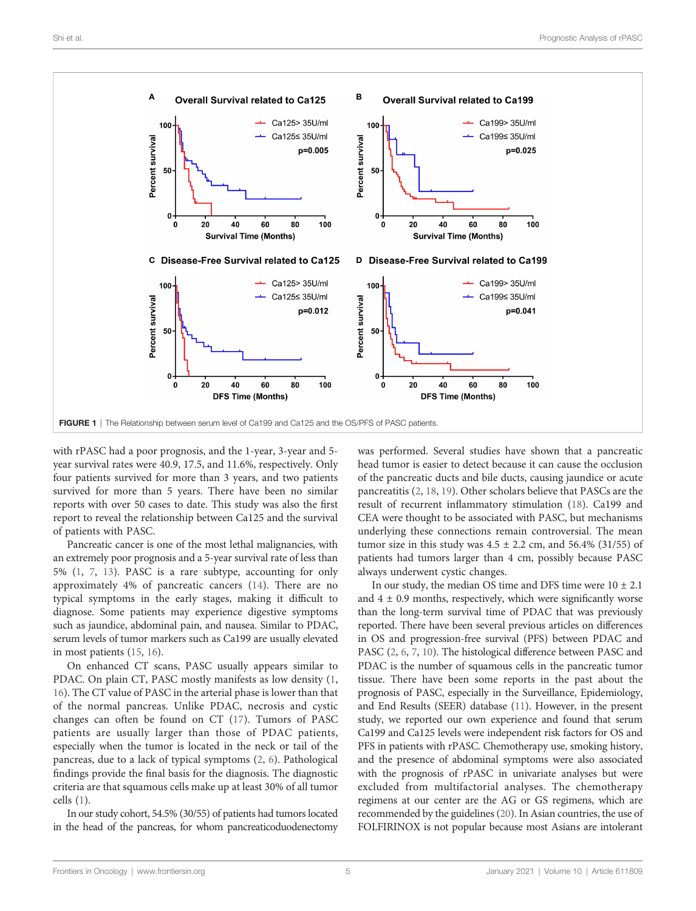FIGURE 1 | The Relationship between serum level of Ca199 and Ca125 and the OS/PFS of PASC patients.

with rPASC had a poor prognosis, and the 1-year, 3-year and 5-year survival rates were 40.9, 17.5, and 11.6%, respectively. Only four patients survived for more than 3 years, and two patients survived for more than 5 years. There have been no similar reports with over 50 cases to date. This study was also the first report to reveal the relationship between Ca125 and the survival of patients with PASC.

Pancreatic cancer is one of the most lethal malignancies, with an extremely poor prognosis and a 5-year survival rate of less than 5% (1, 7, 13). PASC is a rare subtype, accounting for only approximately 4% of pancreatic cancers (14). There are no typical symptoms in the early stages, making it difficult to diagnose. Some patients may experience digestive symptoms such as jaundice, abdominal pain, and nausea. Similar to PDAC, serum levels of tumor markers such as Ca199 are usually elevated in most patients (15, 16).

On enhanced CT scans, PASC usually appears similar to PDAC. On plain CT, PASC mostly manifests as low density (1, 16). The CT value of PASC in the arterial phase is lower than that of the normal pancreas. Unlike PDAC, necrosis and cystic changes can often be found on CT (17). Tumors of PASC patients are usually larger than those of PDAC patients, especially when the tumor is located in the neck or tail of the pancreas, due to a lack of typical symptoms (2, 6). Pathological findings provide the final basis for the diagnosis. The diagnostic criteria are that squamous cells make up at least 30% of all tumor cells (1).

In our study cohort, 54.5% (30/55) of patients had tumors located in the head of the pancreas, for whom pancreaticoduodenectomy was performed. Several studies have shown that a pancreatic head tumor is easier to detect because it can cause the occlusion of the pancreatic ducts and bile ducts, causing jaundice or acute pancreatitis (2, 18, 19). Other scholars believe that PASCs are the result of recurrent inflammatory stimulation (18). Ca199 and CEA were thought to be associated with PASC, but mechanisms underlying these connections remain controversial. The mean tumor size in this study was 4.5 ± 2.2 cm, and 56.4% (31/55) of patients had tumors larger than 4 cm, possibly because PASC always underwent cystic changes.

In our study, the median OS time and DFS time were 10 ± 2.1 and 4 ± 0.9 months, respectively, which were significantly worse than the long-term survival time of PDAC that was previously reported. There have been several previous articles on differences in OS and progression-free survival (PFS) between PDAC and PASC (2, 6, 7, 10). The histological difference between PASC and PDAC is the number of squamous cells in the pancreatic tumor tissue. There have been some reports in the past about the prognosis of PASC, especially in the Surveillance, Epidemiology, and End Results (SEER) database (11). However, in the present study, we reported our own experience and found that serum Ca199 and Ca125 levels were independent risk factors for OS and PFS in patients with rPASC. Chemotherapy use, smoking history, and the presence of abdominal symptoms were also associated with the prognosis of rPASC in univariate analyses but were excluded from multifactorial analyses. The chemotherapy regimens at our center are the AG or GS regimens, which are recommended by the guidelines (20). In Asian countries, the use of FOLFIRINOX is not popular because most Asians are intolerant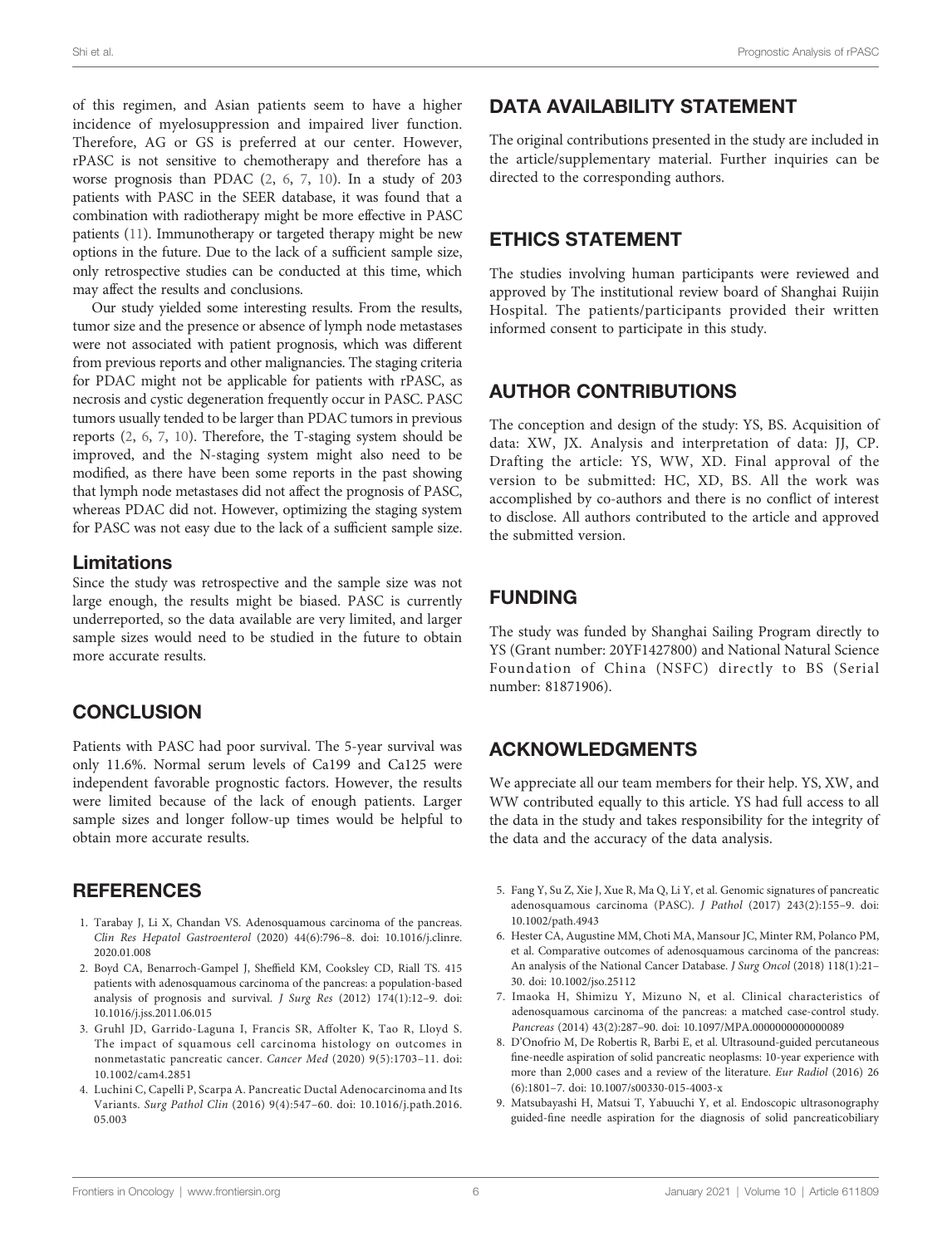of this regimen, and Asian patients seem to have a higher incidence of myelosuppression and impaired liver function. Therefore, AG or GS is preferred at our center. However, rPASC is not sensitive to chemotherapy and therefore has a worse prognosis than PDAC (2, 6, 7, 10). In a study of 203 patients with PASC in the SEER database, it was found that a combination with radiotherapy might be more effective in PASC patients (11). Immunotherapy or targeted therapy might be new options in the future. Due to the lack of a sufficient sample size, only retrospective studies can be conducted at this time, which may affect the results and conclusions.

Our study yielded some interesting results. From the results, tumor size and the presence or absence of lymph node metastases were not associated with patient prognosis, which was different from previous reports and other malignancies. The staging criteria for PDAC might not be applicable for patients with rPASC, as necrosis and cystic degeneration frequently occur in PASC. PASC tumors usually tended to be larger than PDAC tumors in previous reports (2, 6, 7, 10). Therefore, the T-staging system should be improved, and the N-staging system might also need to be modified, as there have been some reports in the past showing that lymph node metastases did not affect the prognosis of PASC, whereas PDAC did not. However, optimizing the staging system for PASC was not easy due to the lack of a sufficient sample size.

### Limitations

Since the study was retrospective and the sample size was not large enough, the results might be biased. PASC is currently underreported, so the data available are very limited, and larger sample sizes would need to be studied in the future to obtain more accurate results.

## CONCLUSION

Patients with PASC had poor survival. The 5-year survival was only 11.6%. Normal serum levels of Ca199 and Ca125 were independent favorable prognostic factors. However, the results were limited because of the lack of enough patients. Larger sample sizes and longer follow-up times would be helpful to obtain more accurate results.

## DATA AVAILABILITY STATEMENT

The original contributions presented in the study are included in the article/supplementary material. Further inquiries can be directed to the corresponding authors.

## ETHICS STATEMENT

The studies involving human participants were reviewed and approved by The institutional review board of Shanghai Ruijin Hospital. The patients/participants provided their written informed consent to participate in this study.

## AUTHOR CONTRIBUTIONS

The conception and design of the study: YS, BS. Acquisition of data: XW, JX. Analysis and interpretation of data: JJ, CP. Drafting the article: YS, WW, XD. Final approval of the version to be submitted: HC, XD, BS. All the work was accomplished by co-authors and there is no conflict of interest to disclose. All authors contributed to the article and approved the submitted version.

## FUNDING

The study was funded by Shanghai Sailing Program directly to YS (Grant number: 20YF1427800) and National Natural Science Foundation of China (NSFC) directly to BS (Serial number: 81871906).

## ACKNOWLEDGMENTS

We appreciate all our team members for their help. YS, XW, and WW contributed equally to this article. YS had full access to all the data in the study and takes responsibility for the integrity of the data and the accuracy of the data analysis.

## REFERENCES

1. Tarabay J, Li X, Chandan VS. Adenosquamous carcinoma of the pancreas. *Clin Res Hepatol Gastroenterol* (2020) 44(6):796–8. doi: 10.1016/j.clinre.2020.01.008
2. Boyd CA, Benarroch-Gampel J, Sheffield KM, Cooksley CD, Riall TS. 415 patients with adenosquamous carcinoma of the pancreas: a population-based analysis of prognosis and survival. *J Surg Res* (2012) 174(1):12–9. doi: 10.1016/j.jss.2011.06.015
3. Gruhl JD, Garrido-Laguna I, Francis SR, Affolter K, Tao R, Lloyd S. The impact of squamous cell carcinoma histology on outcomes in nonmetastatic pancreatic cancer. *Cancer Med* (2020) 9(5):1703–11. doi: 10.1002/cam4.2851
4. Luchini C, Capelli P, Scarpa A. Pancreatic Ductal Adenocarcinoma and Its Variants. *Surg Pathol Clin* (2016) 9(4):547–60. doi: 10.1016/j.path.2016.05.003
5. Fang Y, Su Z, Xie J, Xue R, Ma Q, Li Y, et al. Genomic signatures of pancreatic adenosquamous carcinoma (PASC). *J Pathol* (2017) 243(2):155–9. doi: 10.1002/path.4943
6. Hester CA, Augustine MM, Choti MA, Mansour JC, Minter RM, Polanco PM, et al. Comparative outcomes of adenosquamous carcinoma of the pancreas: An analysis of the National Cancer Database. *J Surg Oncol* (2018) 118(1):21–30. doi: 10.1002/jso.25112
7. Imaoka H, Shimizu Y, Mizuno N, et al. Clinical characteristics of adenosquamous carcinoma of the pancreas: a matched case-control study. *Pancreas* (2014) 43(2):287–90. doi: 10.1097/MPA.0000000000000089
8. D'Onofrio M, De Robertis R, Barbi E, et al. Ultrasound-guided percutaneous fine-needle aspiration of solid pancreatic neoplasms: 10-year experience with more than 2,000 cases and a review of the literature. *Eur Radiol* (2016) 26(6):1801–7. doi: 10.1007/s00330-015-4003-x
9. Matsubayashi H, Matsui T, Yabuuchi Y, et al. Endoscopic ultrasonography guided-fine needle aspiration for the diagnosis of solid pancreaticobiliary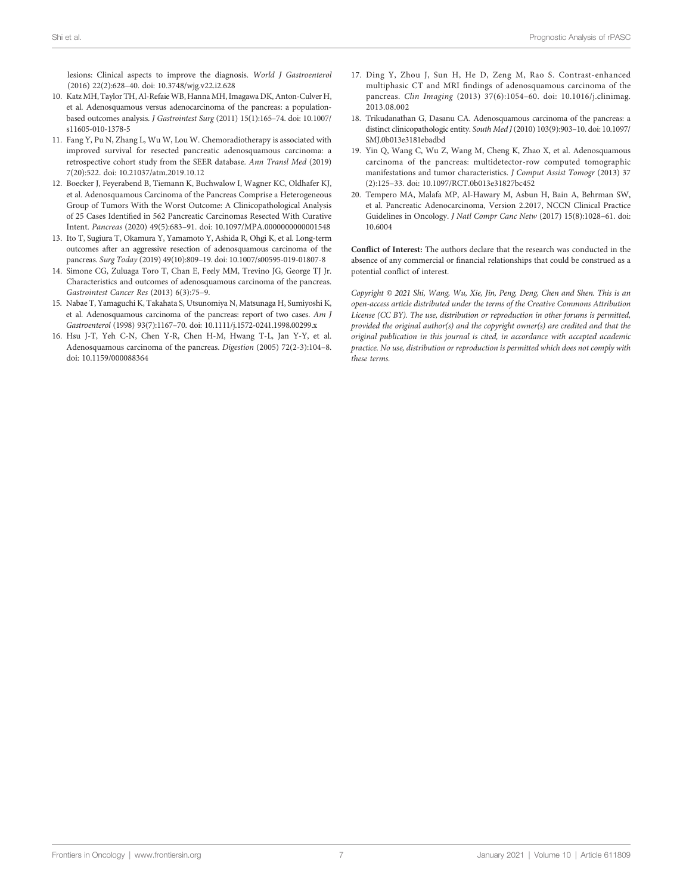lesions: Clinical aspects to improve the diagnosis. *World J Gastroenterol* (2016) 22(2):628–40. doi: 10.3748/wjg.v22.i2.628

10. Katz MH, Taylor TH, Al-Refaie WB, Hanna MH, Imagawa DK, Anton-Culver H, et al. Adenosquamous versus adenocarcinoma of the pancreas: a population-based outcomes analysis. *J Gastrointest Surg* (2011) 15(1):165–74. doi: 10.1007/s11605-010-1378-5
11. Fang Y, Pu N, Zhang L, Wu W, Lou W. Chemoradiotherapy is associated with improved survival for resected pancreatic adenosquamous carcinoma: a retrospective cohort study from the SEER database. *Ann Transl Med* (2019) 7(20):522. doi: 10.21037/atm.2019.10.12
12. Boecker J, Feyerabend B, Tiemann K, Buchwalow I, Wagner KC, Oldhafer KJ, et al. Adenosquamous Carcinoma of the Pancreas Comprise a Heterogeneous Group of Tumors With the Worst Outcome: A Clinicopathological Analysis of 25 Cases Identified in 562 Pancreatic Carcinomas Resected With Curative Intent. *Pancreas* (2020) 49(5):683–91. doi: 10.1097/MPA.0000000000001548
13. Ito T, Sugiura T, Okamura Y, Yamamoto Y, Ashida R, Ohgi K, et al. Long-term outcomes after an aggressive resection of adenosquamous carcinoma of the pancreas. *Surg Today* (2019) 49(10):809–19. doi: 10.1007/s00595-019-01807-8
14. Simone CG, Zuluaga Toro T, Chan E, Feely MM, Trevino JG, George TJ Jr. Characteristics and outcomes of adenosquamous carcinoma of the pancreas. *Gastrointest Cancer Res* (2013) 6(3):75–9.
15. Nabae T, Yamaguchi K, Takahata S, Utsunomiya N, Matsunaga H, Sumiyoshi K, et al. Adenosquamous carcinoma of the pancreas: report of two cases. *Am J Gastroenterol* (1998) 93(7):1167–70. doi: 10.1111/j.1572-0241.1998.00299.x
16. Hsu J-T, Yeh C-N, Chen Y-R, Chen H-M, Hwang T-L, Jan Y-Y, et al. Adenosquamous carcinoma of the pancreas. *Digestion* (2005) 72(2-3):104–8. doi: 10.1159/000088364
17. Ding Y, Zhou J, Sun H, He D, Zeng M, Rao S. Contrast-enhanced multiphasic CT and MRI findings of adenosquamous carcinoma of the pancreas. *Clin Imaging* (2013) 37(6):1054–60. doi: 10.1016/j.clinimag.2013.08.002
18. Trikudanathan G, Dasanu CA. Adenosquamous carcinoma of the pancreas: a distinct clinicopathologic entity. *South Med J* (2010) 103(9):903–10. doi: 10.1097/SMJ.0b013e3181ebadbd
19. Yin Q, Wang C, Wu Z, Wang M, Cheng K, Zhao X, et al. Adenosquamous carcinoma of the pancreas: multidetector-row computed tomographic manifestations and tumor characteristics. *J Comput Assist Tomogr* (2013) 37(2):125–33. doi: 10.1097/RCT.0b013e31827bc452
20. Tempero MA, Malafa MP, Al-Hawary M, Asbun H, Bain A, Behrman SW, et al. Pancreatic Adenocarcinoma, Version 2.2017, NCCN Clinical Practice Guidelines in Oncology. *J Natl Compr Canc Netw* (2017) 15(8):1028–61. doi: 10.6004

**Conflict of Interest:** The authors declare that the research was conducted in the absence of any commercial or financial relationships that could be construed as a potential conflict of interest.

*Copyright © 2021 Shi, Wang, Wu, Xie, Jin, Peng, Deng, Chen and Shen. This is an open-access article distributed under the terms of the Creative Commons Attribution License (CC BY). The use, distribution or reproduction in other forums is permitted, provided the original author(s) and the copyright owner(s) are credited and that the original publication in this journal is cited, in accordance with accepted academic practice. No use, distribution or reproduction is permitted which does not comply with these terms.*